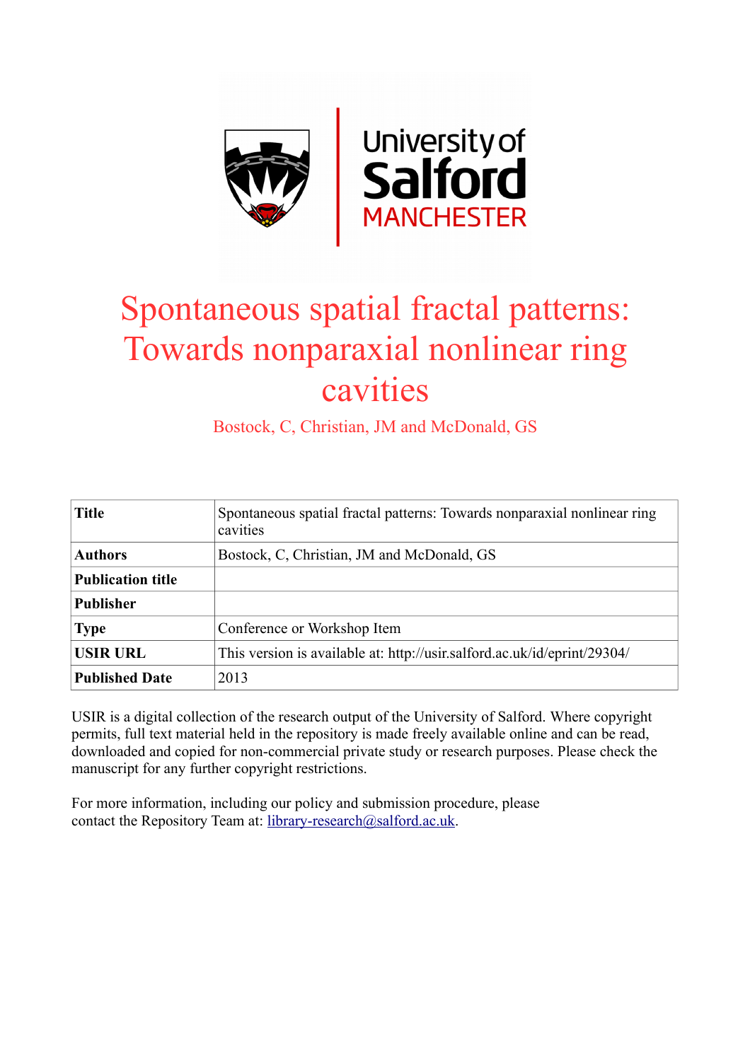# Spontaneous spatial fractal patterns: Towards nonparaxial nonlinear ring cavities

Bostock, C, Christian, JM and McDonald, GS

| Title | Spontaneous spatial fractal patterns: Towards nonparaxial nonlinear ring cavities |
|---|---|
| Authors | Bostock, C, Christian, JM and McDonald, GS |
| Publication title | |
| Publisher | |
| Type | Conference or Workshop Item |
| USIR URL | This version is available at: http://usir.salford.ac.uk/id/eprint/29304/ |
| Published Date | 2013 |

USIR is a digital collection of the research output of the University of Salford. Where copyright permits, full text material held in the repository is made freely available online and can be read, downloaded and copied for non-commercial private study or research purposes. Please check the manuscript for any further copyright restrictions.

For more information, including our policy and submission procedure, please contact the Repository Team at: library-research@salford.ac.uk.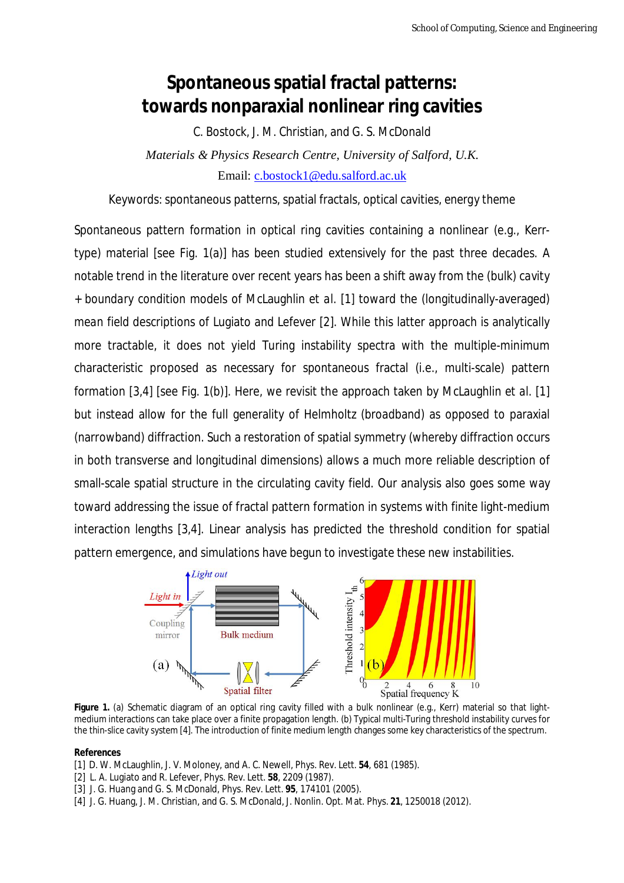# Spontaneous spatial fractal patterns: towards nonparaxial nonlinear ring cavities

C. Bostock, J. M. Christian, and G. S. McDonald

*Materials & Physics Research Centre, University of Salford, U.K.*

Email: c.bostock1@edu.salford.ac.uk

Keywords: spontaneous patterns, spatial fractals, optical cavities, energy theme

Spontaneous pattern formation in optical ring cavities containing a nonlinear (e.g., Kerr-type) material [see Fig. 1(a)] has been studied extensively for the past three decades. A notable trend in the literature over recent years has been a shift away from the (bulk) cavity + boundary condition models of McLaughlin et al. [1] toward the (longitudinally-averaged) mean field descriptions of Lugiato and Lefever [2]. While this latter approach is analytically more tractable, it does not yield Turing instability spectra with the multiple-minimum characteristic proposed as necessary for spontaneous fractal (i.e., multi-scale) pattern formation [3,4] [see Fig. 1(b)]. Here, we revisit the approach taken by McLaughlin et al. [1] but instead allow for the full generality of Helmholtz (broadband) as opposed to paraxial (narrowband) diffraction. Such a restoration of spatial symmetry (whereby diffraction occurs in both transverse and longitudinal dimensions) allows a much more reliable description of small-scale spatial structure in the circulating cavity field. Our analysis also goes some way toward addressing the issue of fractal pattern formation in systems with finite light-medium interaction lengths [3,4]. Linear analysis has predicted the threshold condition for spatial pattern emergence, and simulations have begun to investigate these new instabilities.

Light out
Light in
Coupling mirror
Bulk medium
(a)
Spatial filter

Threshold intensity $I_{th}$
0 1 2 3 4 5 6
(b)
0 2 4 6 8 10
Spatial frequency K

**Figure 1.** (a) Schematic diagram of an optical ring cavity filled with a bulk nonlinear (e.g., Kerr) material so that light-medium interactions can take place over a finite propagation length. (b) Typical multi-Turing threshold instability curves for the thin-slice cavity system [4]. The introduction of finite medium length changes some key characteristics of the spectrum.

**References**

[1] D. W. McLaughlin, J. V. Moloney, and A. C. Newell, Phys. Rev. Lett. **54**, 681 (1985).
[2] L. A. Lugiato and R. Lefever, Phys. Rev. Lett. **58**, 2209 (1987).
[3] J. G. Huang and G. S. McDonald, Phys. Rev. Lett. **95**, 174101 (2005).
[4] J. G. Huang, J. M. Christian, and G. S. McDonald, J. Nonlin. Opt. Mat. Phys. **21**, 1250018 (2012).